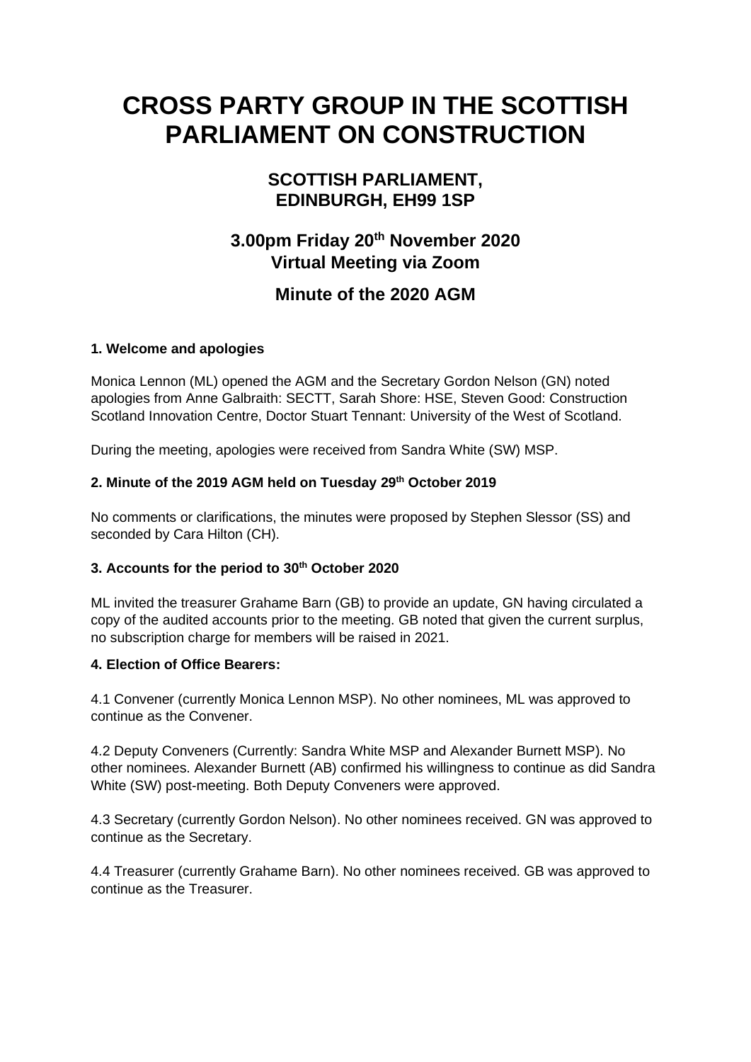# CROSS PARTY GROUP IN THE SCOTTISH PARLIAMENT ON CONSTRUCTION

## SCOTTISH PARLIAMENT, EDINBURGH, EH99 1SP

## 3.00pm Friday 20th November 2020 Virtual Meeting via Zoom

## Minute of the 2020 AGM

**1. Welcome and apologies**

Monica Lennon (ML) opened the AGM and the Secretary Gordon Nelson (GN) noted apologies from Anne Galbraith: SECTT, Sarah Shore: HSE, Steven Good: Construction Scotland Innovation Centre, Doctor Stuart Tennant: University of the West of Scotland.

During the meeting, apologies were received from Sandra White (SW) MSP.

**2. Minute of the 2019 AGM held on Tuesday 29th October 2019**

No comments or clarifications, the minutes were proposed by Stephen Slessor (SS) and seconded by Cara Hilton (CH).

**3. Accounts for the period to 30th October 2020**

ML invited the treasurer Grahame Barn (GB) to provide an update, GN having circulated a copy of the audited accounts prior to the meeting. GB noted that given the current surplus, no subscription charge for members will be raised in 2021.

**4. Election of Office Bearers:**

4.1 Convener (currently Monica Lennon MSP). No other nominees, ML was approved to continue as the Convener.

4.2 Deputy Conveners (Currently: Sandra White MSP and Alexander Burnett MSP). No other nominees. Alexander Burnett (AB) confirmed his willingness to continue as did Sandra White (SW) post-meeting. Both Deputy Conveners were approved.

4.3 Secretary (currently Gordon Nelson). No other nominees received. GN was approved to continue as the Secretary.

4.4 Treasurer (currently Grahame Barn). No other nominees received. GB was approved to continue as the Treasurer.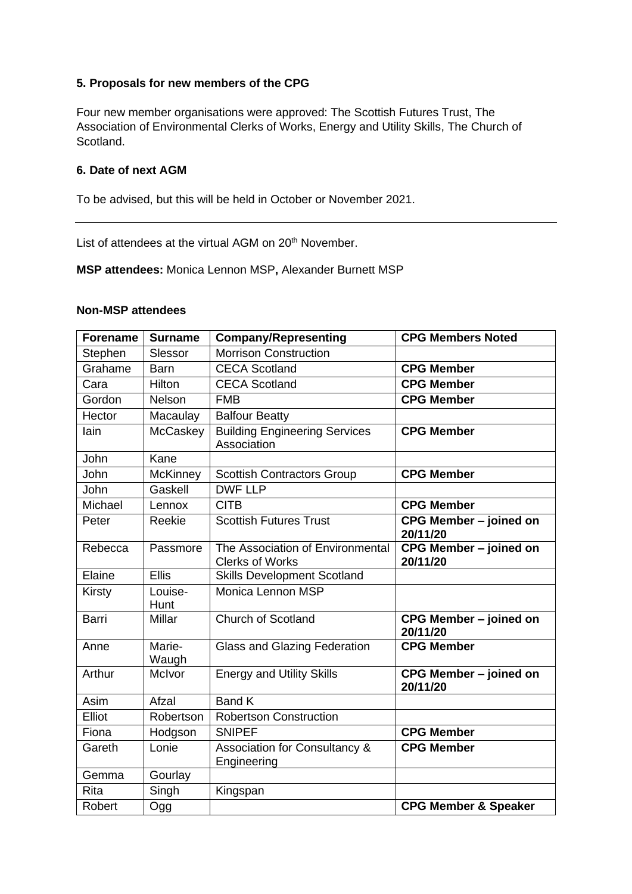### 5. Proposals for new members of the CPG

Four new member organisations were approved: The Scottish Futures Trust, The Association of Environmental Clerks of Works, Energy and Utility Skills, The Church of Scotland.

### 6. Date of next AGM

To be advised, but this will be held in October or November 2021.

---

List of attendees at the virtual AGM on 20th November.

**MSP attendees:** Monica Lennon MSP**,** Alexander Burnett MSP

**Non-MSP attendees**

| Forename | Surname | Company/Representing | CPG Members Noted |
|---|---|---|---|
| Stephen | Slessor | Morrison Construction | |
| Grahame | Barn | CECA Scotland | **CPG Member** |
| Cara | Hilton | CECA Scotland | **CPG Member** |
| Gordon | Nelson | FMB | **CPG Member** |
| Hector | Macaulay | Balfour Beatty | |
| Iain | McCaskey | Building Engineering Services Association | **CPG Member** |
| John | Kane | | |
| John | McKinney | Scottish Contractors Group | **CPG Member** |
| John | Gaskell | DWF LLP | |
| Michael | Lennox | CITB | **CPG Member** |
| Peter | Reekie | Scottish Futures Trust | **CPG Member – joined on 20/11/20** |
| Rebecca | Passmore | The Association of Environmental Clerks of Works | **CPG Member – joined on 20/11/20** |
| Elaine | Ellis | Skills Development Scotland | |
| Kirsty | Louise-Hunt | Monica Lennon MSP | |
| Barri | Millar | Church of Scotland | **CPG Member – joined on 20/11/20** |
| Anne | Marie-Waugh | Glass and Glazing Federation | **CPG Member** |
| Arthur | McIvor | Energy and Utility Skills | **CPG Member – joined on 20/11/20** |
| Asim | Afzal | Band K | |
| Elliot | Robertson | Robertson Construction | |
| Fiona | Hodgson | SNIPEF | **CPG Member** |
| Gareth | Lonie | Association for Consultancy & Engineering | **CPG Member** |
| Gemma | Gourlay | | |
| Rita | Singh | Kingspan | |
| Robert | Ogg | | **CPG Member & Speaker** |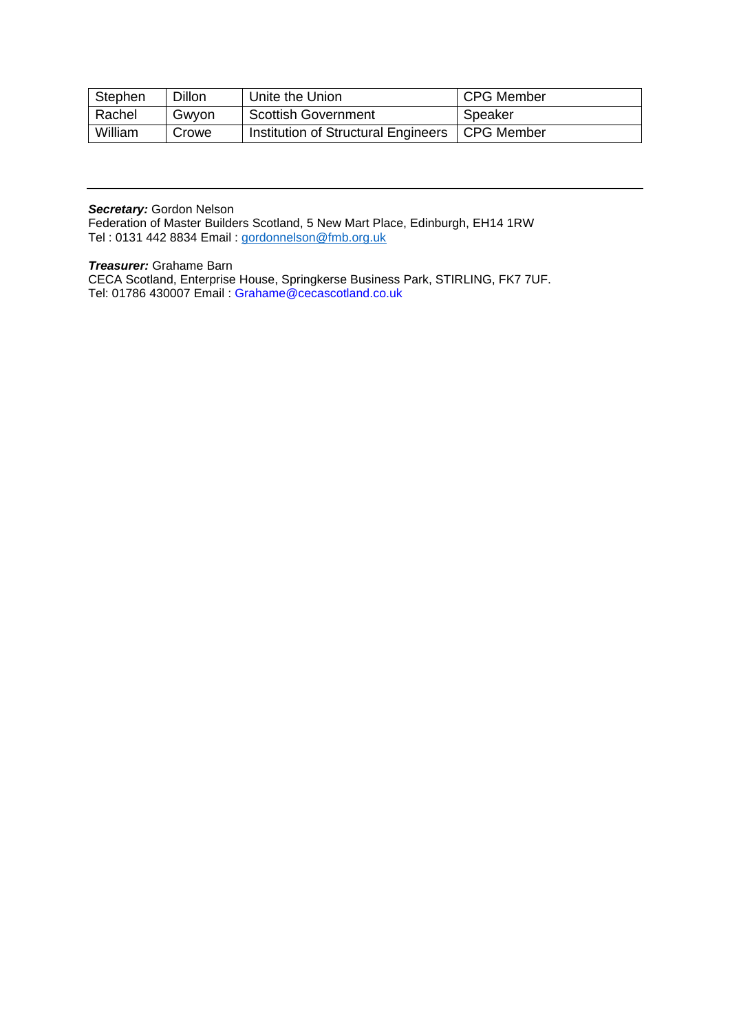| | | | |
|---|---|---|---|
| Stephen | Dillon | Unite the Union | CPG Member |
| Rachel | Gwyon | Scottish Government | Speaker |
| William | Crowe | Institution of Structural Engineers | CPG Member |

---

***Secretary:*** Gordon Nelson
Federation of Master Builders Scotland, 5 New Mart Place, Edinburgh, EH14 1RW
Tel : 0131 442 8834 Email : gordonnelson@fmb.org.uk

***Treasurer:*** Grahame Barn
CECA Scotland, Enterprise House, Springkerse Business Park, STIRLING, FK7 7UF.
Tel: 01786 430007 Email : Grahame@cecascotland.co.uk